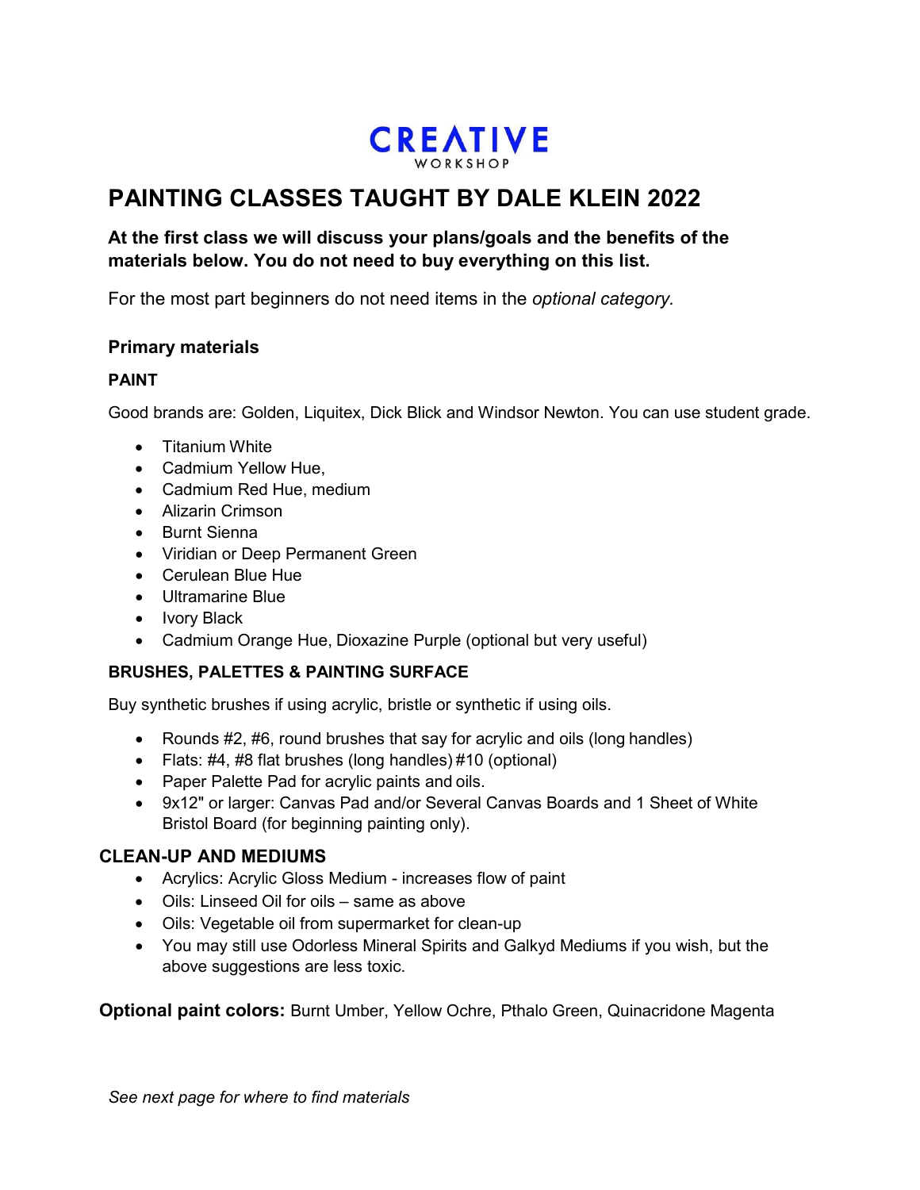**CREATIVE**
WORKSHOP

# PAINTING CLASSES TAUGHT BY DALE KLEIN 2022

**At the first class we will discuss your plans/goals and the benefits of the materials below. You do not need to buy everything on this list.**

For the most part beginners do not need items in the *optional category.*

## Primary materials

### PAINT

Good brands are: Golden, Liquitex, Dick Blick and Windsor Newton. You can use student grade.

- Titanium White
- Cadmium Yellow Hue,
- Cadmium Red Hue, medium
- Alizarin Crimson
- Burnt Sienna
- Viridian or Deep Permanent Green
- Cerulean Blue Hue
- Ultramarine Blue
- Ivory Black
- Cadmium Orange Hue, Dioxazine Purple (optional but very useful)

### BRUSHES, PALETTES & PAINTING SURFACE

Buy synthetic brushes if using acrylic, bristle or synthetic if using oils.

- Rounds #2, #6, round brushes that say for acrylic and oils (long handles)
- Flats: #4, #8 flat brushes (long handles) #10 (optional)
- Paper Palette Pad for acrylic paints and oils.
- 9x12" or larger: Canvas Pad and/or Several Canvas Boards and 1 Sheet of White Bristol Board (for beginning painting only).

### CLEAN-UP AND MEDIUMS

- Acrylics: Acrylic Gloss Medium - increases flow of paint
- Oils: Linseed Oil for oils – same as above
- Oils: Vegetable oil from supermarket for clean-up
- You may still use Odorless Mineral Spirits and Galkyd Mediums if you wish, but the above suggestions are less toxic.

**Optional paint colors:** Burnt Umber, Yellow Ochre, Pthalo Green, Quinacridone Magenta

*See next page for where to find materials*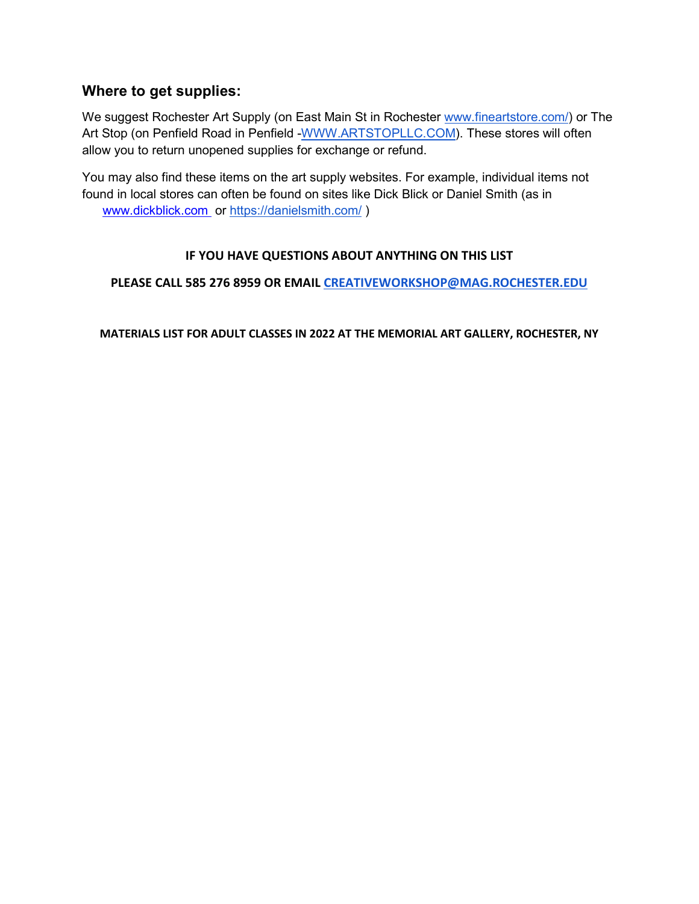### Where to get supplies:

We suggest Rochester Art Supply (on East Main St in Rochester www.fineartstore.com/) or The Art Stop (on Penfield Road in Penfield -WWW.ARTSTOPLLC.COM). These stores will often allow you to return unopened supplies for exchange or refund.

You may also find these items on the art supply websites. For example, individual items not found in local stores can often be found on sites like Dick Blick or Daniel Smith (as in www.dickblick.com or https://danielsmith.com/ )

**IF YOU HAVE QUESTIONS ABOUT ANYTHING ON THIS LIST**

**PLEASE CALL 585 276 8959 OR EMAIL CREATIVEWORKSHOP@MAG.ROCHESTER.EDU**

**MATERIALS LIST FOR ADULT CLASSES IN 2022 AT THE MEMORIAL ART GALLERY, ROCHESTER, NY**